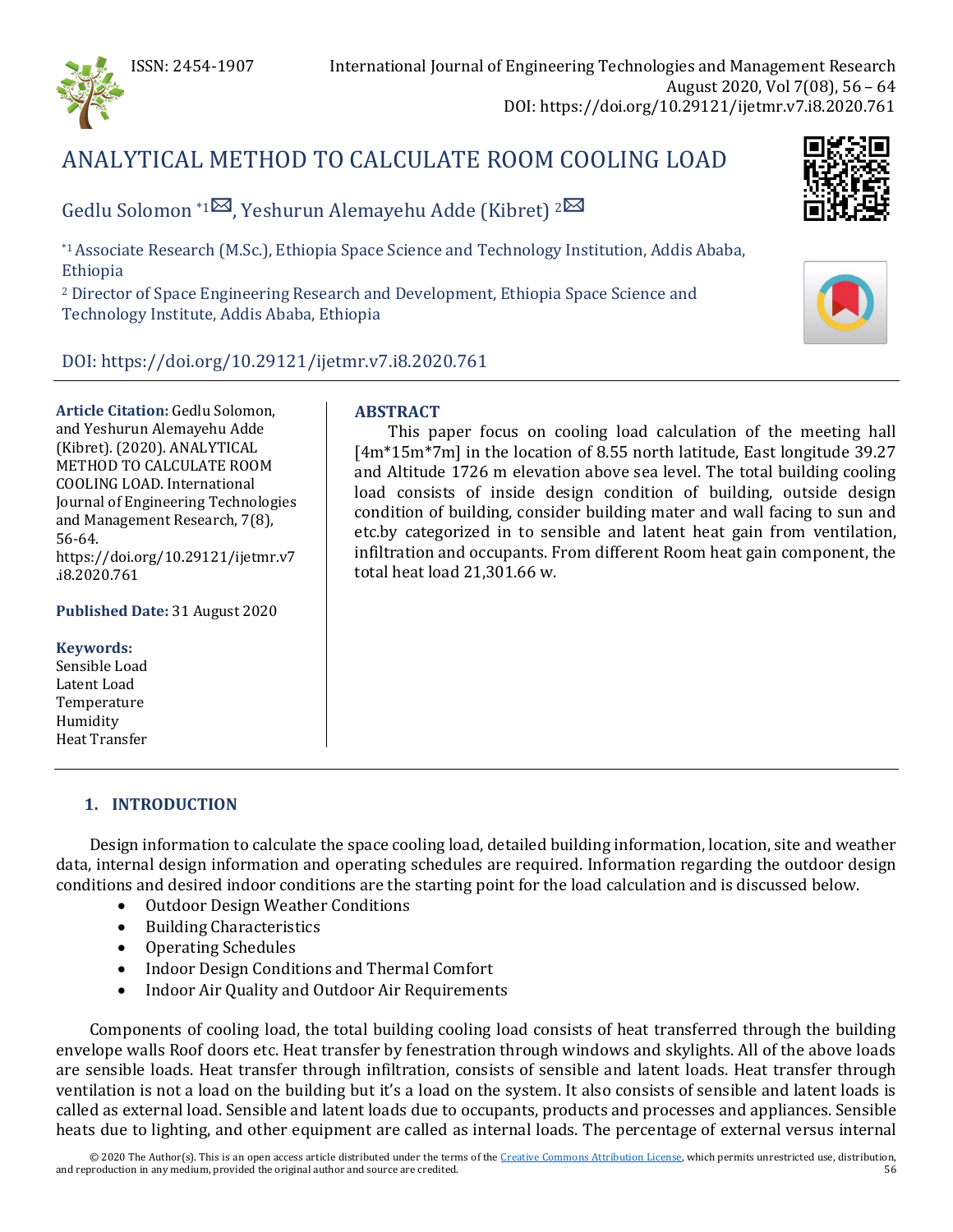# ANALYTICAL METHOD TO CALCULATE ROOM COOLING LOAD

Gedlu Solomon [*1], Yeshurun Alemayehu Adde (Kibret) [2]

[*1] Associate Research (M.Sc.), Ethiopia Space Science and Technology Institution, Addis Ababa, Ethiopia

[2] Director of Space Engineering Research and Development, Ethiopia Space Science and Technology Institute, Addis Ababa, Ethiopia

DOI: https://doi.org/10.29121/ijetmr.v7.i8.2020.761

**Article Citation:** Gedlu Solomon, and Yeshurun Alemayehu Adde (Kibret). (2020). ANALYTICAL METHOD TO CALCULATE ROOM COOLING LOAD. International Journal of Engineering Technologies and Management Research, 7(8), 56-64. https://doi.org/10.29121/ijetmr.v7.i8.2020.761

**Published Date:** 31 August 2020

**Keywords:**
Sensible Load
Latent Load
Temperature
Humidity
Heat Transfer

## ABSTRACT

This paper focus on cooling load calculation of the meeting hall [4m*15m*7m] in the location of 8.55 north latitude, East longitude 39.27 and Altitude 1726 m elevation above sea level. The total building cooling load consists of inside design condition of building, outside design condition of building, consider building mater and wall facing to sun and etc.by categorized in to sensible and latent heat gain from ventilation, infiltration and occupants. From different Room heat gain component, the total heat load 21,301.66 w.

## 1. INTRODUCTION

Design information to calculate the space cooling load, detailed building information, location, site and weather data, internal design information and operating schedules are required. Information regarding the outdoor design conditions and desired indoor conditions are the starting point for the load calculation and is discussed below.

- Outdoor Design Weather Conditions
- Building Characteristics
- Operating Schedules
- Indoor Design Conditions and Thermal Comfort
- Indoor Air Quality and Outdoor Air Requirements

Components of cooling load, the total building cooling load consists of heat transferred through the building envelope walls Roof doors etc. Heat transfer by fenestration through windows and skylights. All of the above loads are sensible loads. Heat transfer through infiltration, consists of sensible and latent loads. Heat transfer through ventilation is not a load on the building but it's a load on the system. It also consists of sensible and latent loads is called as external load. Sensible and latent loads due to occupants, products and processes and appliances. Sensible heats due to lighting, and other equipment are called as internal loads. The percentage of external versus internal

© 2020 The Author(s). This is an open access article distributed under the terms of the Creative Commons Attribution License, which permits unrestricted use, distribution, and reproduction in any medium, provided the original author and source are credited.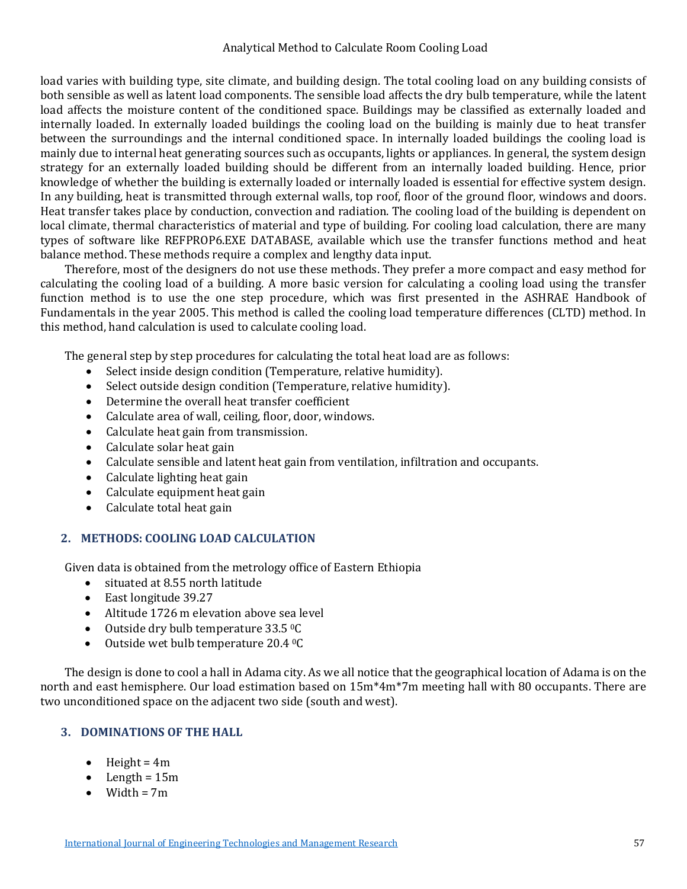load varies with building type, site climate, and building design. The total cooling load on any building consists of both sensible as well as latent load components. The sensible load affects the dry bulb temperature, while the latent load affects the moisture content of the conditioned space. Buildings may be classified as externally loaded and internally loaded. In externally loaded buildings the cooling load on the building is mainly due to heat transfer between the surroundings and the internal conditioned space. In internally loaded buildings the cooling load is mainly due to internal heat generating sources such as occupants, lights or appliances. In general, the system design strategy for an externally loaded building should be different from an internally loaded building. Hence, prior knowledge of whether the building is externally loaded or internally loaded is essential for effective system design. In any building, heat is transmitted through external walls, top roof, floor of the ground floor, windows and doors. Heat transfer takes place by conduction, convection and radiation. The cooling load of the building is dependent on local climate, thermal characteristics of material and type of building. For cooling load calculation, there are many types of software like REFPROP6.EXE DATABASE, available which use the transfer functions method and heat balance method. These methods require a complex and lengthy data input.

Therefore, most of the designers do not use these methods. They prefer a more compact and easy method for calculating the cooling load of a building. A more basic version for calculating a cooling load using the transfer function method is to use the one step procedure, which was first presented in the ASHRAE Handbook of Fundamentals in the year 2005. This method is called the cooling load temperature differences (CLTD) method. In this method, hand calculation is used to calculate cooling load.

The general step by step procedures for calculating the total heat load are as follows:

- Select inside design condition (Temperature, relative humidity).
- Select outside design condition (Temperature, relative humidity).
- Determine the overall heat transfer coefficient
- Calculate area of wall, ceiling, floor, door, windows.
- Calculate heat gain from transmission.
- Calculate solar heat gain
- Calculate sensible and latent heat gain from ventilation, infiltration and occupants.
- Calculate lighting heat gain
- Calculate equipment heat gain
- Calculate total heat gain

## 2. METHODS: COOLING LOAD CALCULATION

Given data is obtained from the metrology office of Eastern Ethiopia

- situated at 8.55 north latitude
- East longitude 39.27
- Altitude 1726 m elevation above sea level
- Outside dry bulb temperature 33.5 $^{0}$C
- Outside wet bulb temperature 20.4 $^{0}$C

The design is done to cool a hall in Adama city. As we all notice that the geographical location of Adama is on the north and east hemisphere. Our load estimation based on 15m*4m*7m meeting hall with 80 occupants. There are two unconditioned space on the adjacent two side (south and west).

## 3. DOMINATIONS OF THE HALL

- Height = 4m
- Length = 15m
- Width = 7m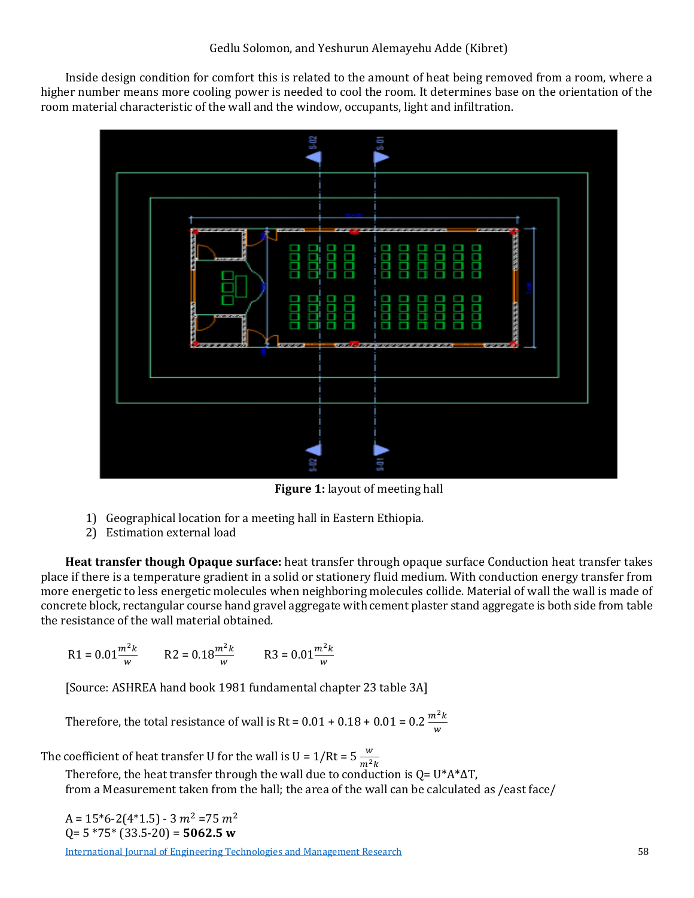Inside design condition for comfort this is related to the amount of heat being removed from a room, where a higher number means more cooling power is needed to cool the room. It determines base on the orientation of the room material characteristic of the wall and the window, occupants, light and infiltration.

**Figure 1:** layout of meeting hall

1) Geographical location for a meeting hall in Eastern Ethiopia.
2) Estimation external load

**Heat transfer though Opaque surface:** heat transfer through opaque surface Conduction heat transfer takes place if there is a temperature gradient in a solid or stationery fluid medium. With conduction energy transfer from more energetic to less energetic molecules when neighboring molecules collide. Material of wall the wall is made of concrete block, rectangular course hand gravel aggregate with cement plaster stand aggregate is both side from table the resistance of the wall material obtained.

R1 = $0.01\frac{m^2k}{w}$ R2 = $0.18\frac{m^2k}{w}$ R3 = $0.01\frac{m^2k}{w}$

[Source: ASHREA hand book 1981 fundamental chapter 23 table 3A]

Therefore, the total resistance of wall is Rt = 0.01 + 0.18 + 0.01 = 0.2 $\frac{m^2k}{w}$

The coefficient of heat transfer U for the wall is U = 1/Rt = 5 $\frac{w}{m^2k}$

Therefore, the heat transfer through the wall due to conduction is Q= U\*A\*ΔT,

from a Measurement taken from the hall; the area of the wall can be calculated as /east face/

A = 15\*6-2(4\*1.5) - 3 $m^2$ =75 $m^2$

Q= 5 \*75\* (33.5-20) = **5062.5 w**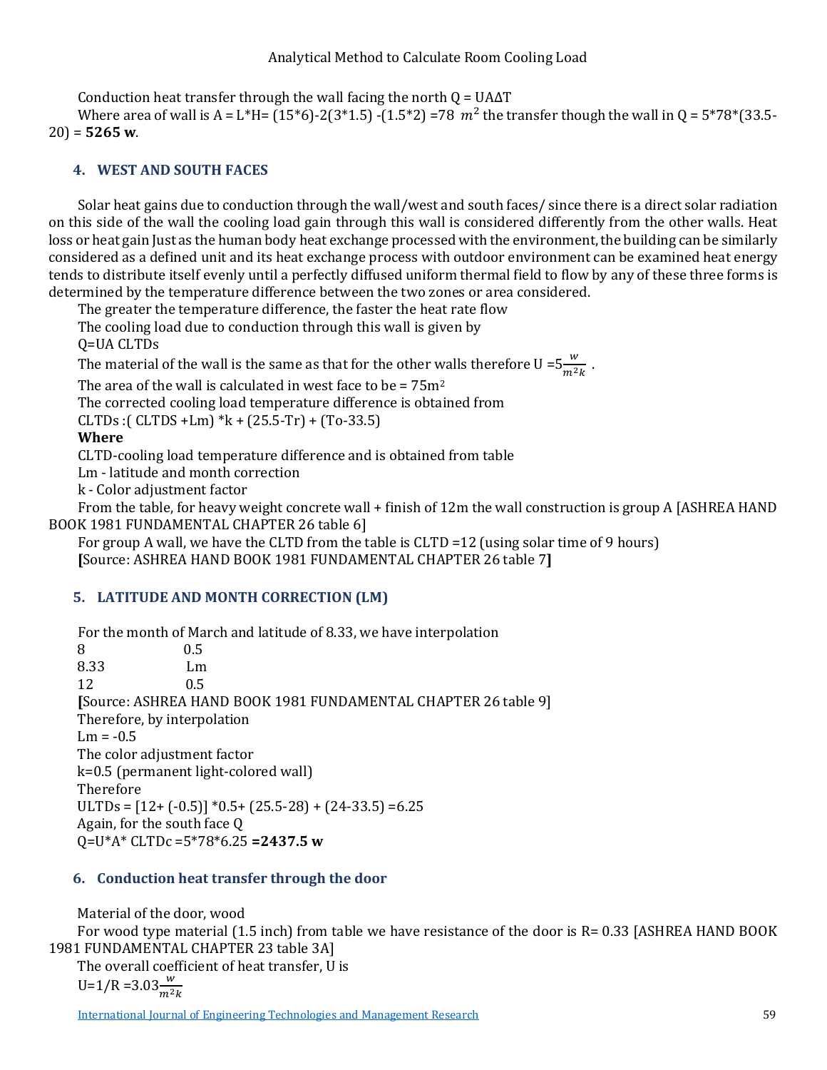Conduction heat transfer through the wall facing the north Q = UAΔT

Where area of wall is A = L*H= (15*6)-2(3*1.5) -(1.5*2) =78 $m^2$ the transfer though the wall in Q = 5*78*(33.5-20) = **5265 w**.

## 4. WEST AND SOUTH FACES

Solar heat gains due to conduction through the wall/west and south faces/ since there is a direct solar radiation on this side of the wall the cooling load gain through this wall is considered differently from the other walls. Heat loss or heat gain Just as the human body heat exchange processed with the environment, the building can be similarly considered as a defined unit and its heat exchange process with outdoor environment can be examined heat energy tends to distribute itself evenly until a perfectly diffused uniform thermal field to flow by any of these three forms is determined by the temperature difference between the two zones or area considered.

The greater the temperature difference, the faster the heat rate flow

The cooling load due to conduction through this wall is given by

Q=UA CLTDs

The material of the wall is the same as that for the other walls therefore U =5$\frac{w}{m^2k}$ .

The area of the wall is calculated in west face to be = 75m$^2$

The corrected cooling load temperature difference is obtained from

CLTDs :( CLTDS +Lm) *k + (25.5-Tr) + (To-33.5)

**Where**

CLTD-cooling load temperature difference and is obtained from table

Lm - latitude and month correction

k - Color adjustment factor

From the table, for heavy weight concrete wall + finish of 12m the wall construction is group A [ASHREA HAND BOOK 1981 FUNDAMENTAL CHAPTER 26 table 6]

For group A wall, we have the CLTD from the table is CLTD =12 (using solar time of 9 hours)

**[**Source: ASHREA HAND BOOK 1981 FUNDAMENTAL CHAPTER 26 table 7**]**

## 5. LATITUDE AND MONTH CORRECTION (LM)

For the month of March and latitude of 8.33, we have interpolation

| | |
|---|---|
| 8 | 0.5 |
| 8.33 | Lm |
| 12 | 0.5 |

**[**Source: ASHREA HAND BOOK 1981 FUNDAMENTAL CHAPTER 26 table 9]

Therefore, by interpolation

Lm = -0.5

The color adjustment factor

k=0.5 (permanent light-colored wall)

Therefore

ULTDs = [12+ (-0.5)] *0.5+ (25.5-28) + (24-33.5) =6.25

Again, for the south face Q

Q=U*A* CLTDc =5*78*6.25 **=2437.5 w**

## 6. Conduction heat transfer through the door

Material of the door, wood

For wood type material (1.5 inch) from table we have resistance of the door is R= 0.33 [ASHREA HAND BOOK 1981 FUNDAMENTAL CHAPTER 23 table 3A]

The overall coefficient of heat transfer, U is

U=1/R =3.03$\frac{w}{m^2k}$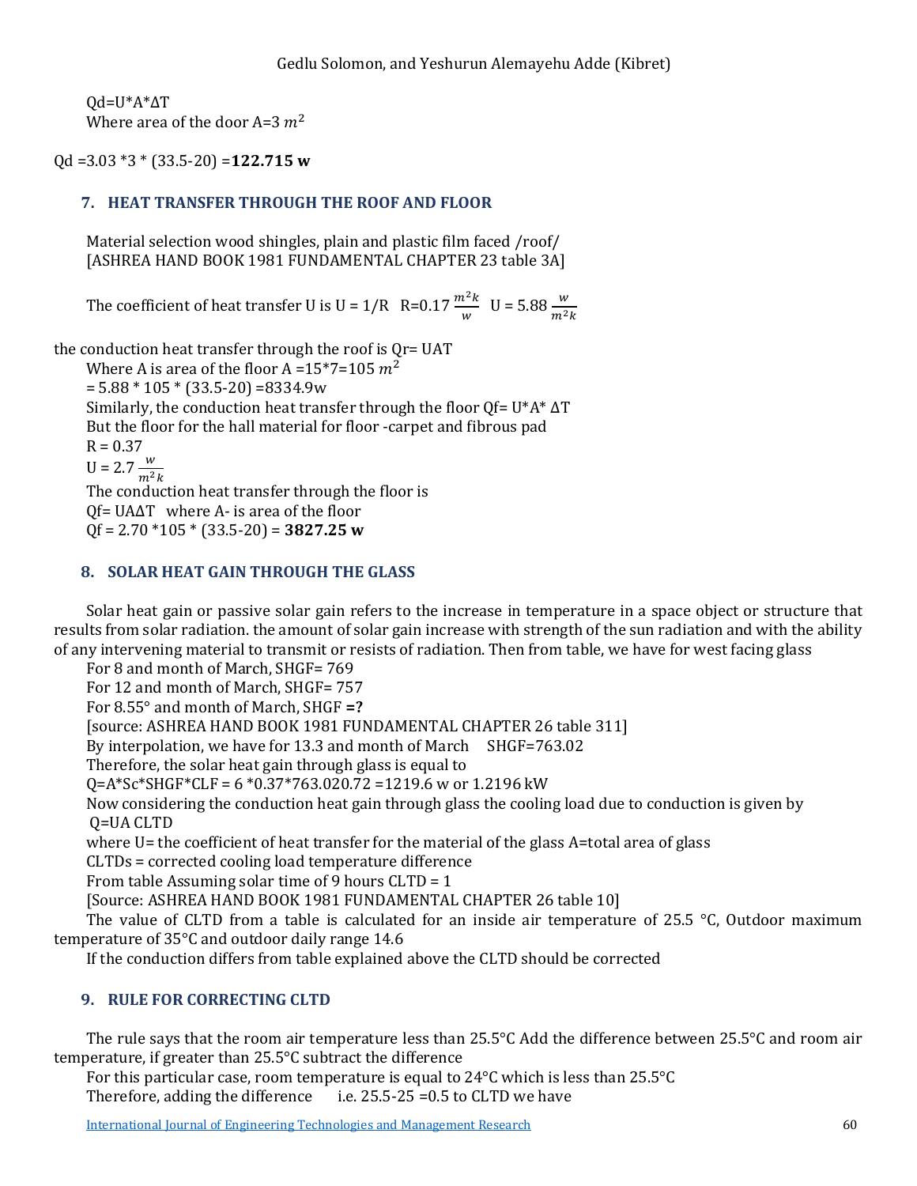Qd=U*A*ΔT
Where area of the door A=3 $m^2$

Qd =3.03 *3 * (33.5-20) =**122.715 w**

## 7. HEAT TRANSFER THROUGH THE ROOF AND FLOOR

Material selection wood shingles, plain and plastic film faced /roof/
[ASHREA HAND BOOK 1981 FUNDAMENTAL CHAPTER 23 table 3A]

The coefficient of heat transfer U is U = 1/R R=0.17 $\frac{m^2 k}{w}$ U = 5.88 $\frac{w}{m^2 k}$

the conduction heat transfer through the roof is Qr= UAT
Where A is area of the floor A =15*7=105 $m^2$
= 5.88 * 105 * (33.5-20) =8334.9w
Similarly, the conduction heat transfer through the floor Qf= U*A* ΔT
But the floor for the hall material for floor -carpet and fibrous pad
R = 0.37
U = 2.7 $\frac{w}{m^2 k}$
The conduction heat transfer through the floor is
Qf= UAΔT where A- is area of the floor
Qf = 2.70 *105 * (33.5-20) = **3827.25 w**

## 8. SOLAR HEAT GAIN THROUGH THE GLASS

Solar heat gain or passive solar gain refers to the increase in temperature in a space object or structure that results from solar radiation. the amount of solar gain increase with strength of the sun radiation and with the ability of any intervening material to transmit or resists of radiation. Then from table, we have for west facing glass
For 8 and month of March, SHGF= 769
For 12 and month of March, SHGF= 757
For 8.55° and month of March, SHGF **=?**
[source: ASHREA HAND BOOK 1981 FUNDAMENTAL CHAPTER 26 table 311]
By interpolation, we have for 13.3 and month of March SHGF=763.02
Therefore, the solar heat gain through glass is equal to
Q=A*Sc*SHGF*CLF = 6 *0.37*763.020.72 =1219.6 w or 1.2196 kW
Now considering the conduction heat gain through glass the cooling load due to conduction is given by
Q=UA CLTD
where U= the coefficient of heat transfer for the material of the glass A=total area of glass
CLTDs = corrected cooling load temperature difference
From table Assuming solar time of 9 hours CLTD = 1
[Source: ASHREA HAND BOOK 1981 FUNDAMENTAL CHAPTER 26 table 10]
The value of CLTD from a table is calculated for an inside air temperature of 25.5 °C, Outdoor maximum temperature of 35°C and outdoor daily range 14.6
If the conduction differs from table explained above the CLTD should be corrected

## 9. RULE FOR CORRECTING CLTD

The rule says that the room air temperature less than 25.5°C Add the difference between 25.5°C and room air temperature, if greater than 25.5°C subtract the difference
For this particular case, room temperature is equal to 24°C which is less than 25.5°C
Therefore, adding the difference i.e. 25.5-25 =0.5 to CLTD we have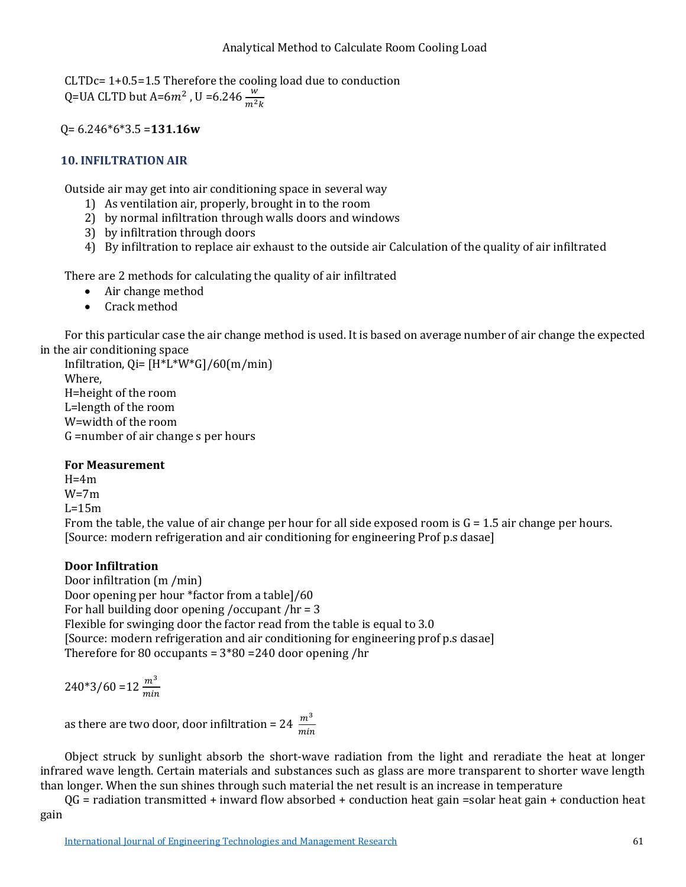CLTDc= 1+0.5=1.5 Therefore the cooling load due to conduction

Q=UA CLTD but A=6$m^2$ , U =6.246 $\frac{w}{m^2k}$

Q= 6.246*6*3.5 =**131.16w**

## 10. INFILTRATION AIR

Outside air may get into air conditioning space in several way

1) As ventilation air, properly, brought in to the room
2) by normal infiltration through walls doors and windows
3) by infiltration through doors
4) By infiltration to replace air exhaust to the outside air Calculation of the quality of air infiltrated

There are 2 methods for calculating the quality of air infiltrated

- Air change method
- Crack method

For this particular case the air change method is used. It is based on average number of air change the expected in the air conditioning space

Infiltration, Qi= [H*L*W*G]/60(m/min)

Where,

H=height of the room

L=length of the room

W=width of the room

G =number of air change s per hours

**For Measurement**

H=4m

W=7m

L=15m

From the table, the value of air change per hour for all side exposed room is G = 1.5 air change per hours.

[Source: modern refrigeration and air conditioning for engineering Prof p.s dasae]

**Door Infiltration**

Door infiltration (m /min)

Door opening per hour *factor from a table]/60

For hall building door opening /occupant /hr = 3

Flexible for swinging door the factor read from the table is equal to 3.0

[Source: modern refrigeration and air conditioning for engineering prof p.s dasae]

Therefore for 80 occupants = 3*80 =240 door opening /hr

240*3/60 =12 $\frac{m^3}{min}$

as there are two door, door infiltration = 24 $\frac{m^3}{min}$

Object struck by sunlight absorb the short-wave radiation from the light and reradiate the heat at longer infrared wave length. Certain materials and substances such as glass are more transparent to shorter wave length than longer. When the sun shines through such material the net result is an increase in temperature

QG = radiation transmitted + inward flow absorbed + conduction heat gain =solar heat gain + conduction heat gain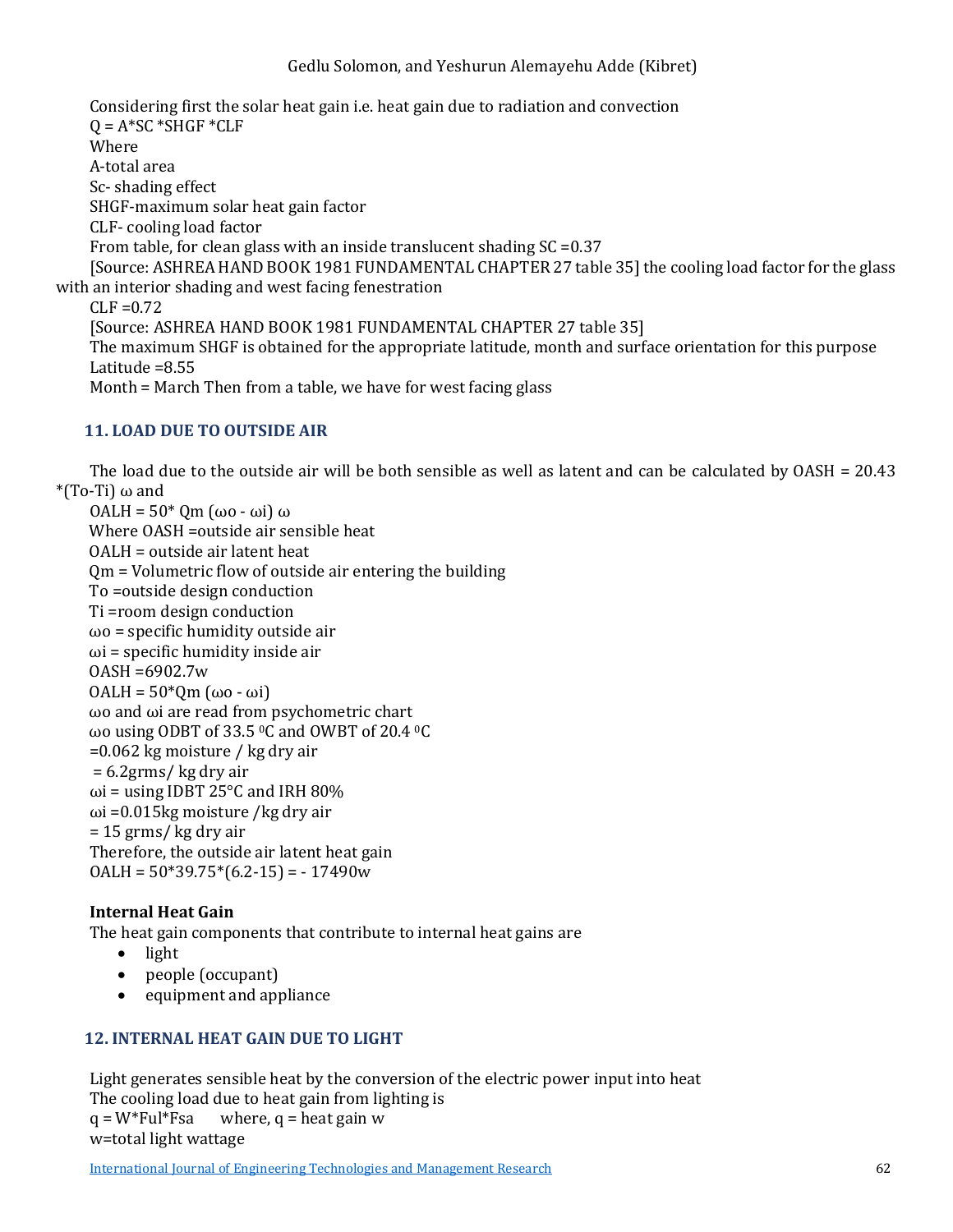Considering first the solar heat gain i.e. heat gain due to radiation and convection

Q = A*SC *SHGF *CLF

Where

A-total area

Sc- shading effect

SHGF-maximum solar heat gain factor

CLF- cooling load factor

From table, for clean glass with an inside translucent shading SC =0.37

[Source: ASHREA HAND BOOK 1981 FUNDAMENTAL CHAPTER 27 table 35] the cooling load factor for the glass with an interior shading and west facing fenestration

CLF =0.72

[Source: ASHREA HAND BOOK 1981 FUNDAMENTAL CHAPTER 27 table 35]

The maximum SHGF is obtained for the appropriate latitude, month and surface orientation for this purpose

Latitude =8.55

Month = March Then from a table, we have for west facing glass

## 11. LOAD DUE TO OUTSIDE AIR

The load due to the outside air will be both sensible as well as latent and can be calculated by OASH = 20.43 *(To-Ti) ω and

OALH = 50* Qm (ωo - ωi) ω

Where OASH =outside air sensible heat

OALH = outside air latent heat

Qm = Volumetric flow of outside air entering the building

To =outside design conduction

Ti =room design conduction

ωo = specific humidity outside air

ωi = specific humidity inside air

OASH =6902.7w

OALH = 50*Qm (ωo - ωi)

ωo and ωi are read from psychometric chart

ωo using ODBT of 33.5 $^0$C and OWBT of 20.4 $^0$C

=0.062 kg moisture / kg dry air

= 6.2grms/ kg dry air

ωi = using IDBT 25°C and IRH 80%

ωi =0.015kg moisture /kg dry air

= 15 grms/ kg dry air

Therefore, the outside air latent heat gain

OALH = 50*39.75*(6.2-15) = - 17490w

**Internal Heat Gain**

The heat gain components that contribute to internal heat gains are

- light
- people (occupant)
- equipment and appliance

## 12. INTERNAL HEAT GAIN DUE TO LIGHT

Light generates sensible heat by the conversion of the electric power input into heat

The cooling load due to heat gain from lighting is

q = W*Ful*Fsa where, q = heat gain w

w=total light wattage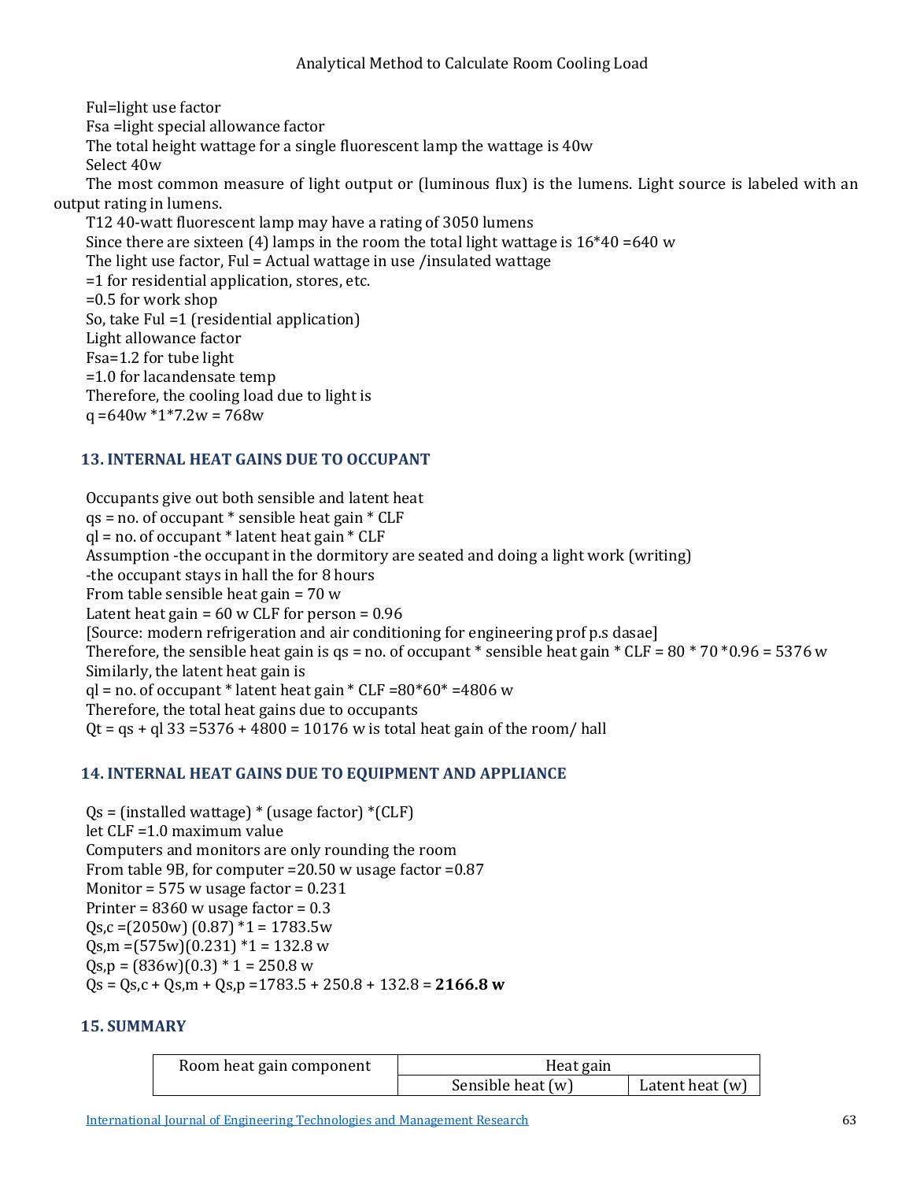Ful=light use factor

Fsa =light special allowance factor

The total height wattage for a single fluorescent lamp the wattage is 40w

Select 40w

The most common measure of light output or (luminous flux) is the lumens. Light source is labeled with an output rating in lumens.

T12 40-watt fluorescent lamp may have a rating of 3050 lumens

Since there are sixteen (4) lamps in the room the total light wattage is 16*40 =640 w

The light use factor, Ful = Actual wattage in use /insulated wattage

=1 for residential application, stores, etc.

=0.5 for work shop

So, take Ful =1 (residential application)

Light allowance factor

Fsa=1.2 for tube light

=1.0 for lacandensate temp

Therefore, the cooling load due to light is

q =640w *1*7.2w = 768w

### 13. INTERNAL HEAT GAINS DUE TO OCCUPANT

Occupants give out both sensible and latent heat

qs = no. of occupant * sensible heat gain * CLF

ql = no. of occupant * latent heat gain * CLF

Assumption -the occupant in the dormitory are seated and doing a light work (writing)

-the occupant stays in hall the for 8 hours

From table sensible heat gain = 70 w

Latent heat gain = 60 w CLF for person = 0.96

[Source: modern refrigeration and air conditioning for engineering prof p.s dasae]

Therefore, the sensible heat gain is qs = no. of occupant * sensible heat gain * CLF = 80 * 70 *0.96 = 5376 w

Similarly, the latent heat gain is

ql = no. of occupant * latent heat gain * CLF =80*60* =4806 w

Therefore, the total heat gains due to occupants

Qt = qs + ql 33 =5376 + 4800 = 10176 w is total heat gain of the room/ hall

### 14. INTERNAL HEAT GAINS DUE TO EQUIPMENT AND APPLIANCE

Qs = (installed wattage) * (usage factor) *(CLF)

let CLF =1.0 maximum value

Computers and monitors are only rounding the room

From table 9B, for computer =20.50 w usage factor =0.87

Monitor = 575 w usage factor = 0.231

Printer = 8360 w usage factor = 0.3

Qs,c =(2050w) (0.87) *1 = 1783.5w

Qs,m =(575w)(0.231) *1 = 132.8 w

Qs,p = (836w)(0.3) * 1 = 250.8 w

Qs = Qs,c + Qs,m + Qs,p =1783.5 + 250.8 + 132.8 = **2166.8 w**

### 15. SUMMARY

| Room heat gain component | Heat gain | |
|---|---|---|
| | Sensible heat (w) | Latent heat (w) |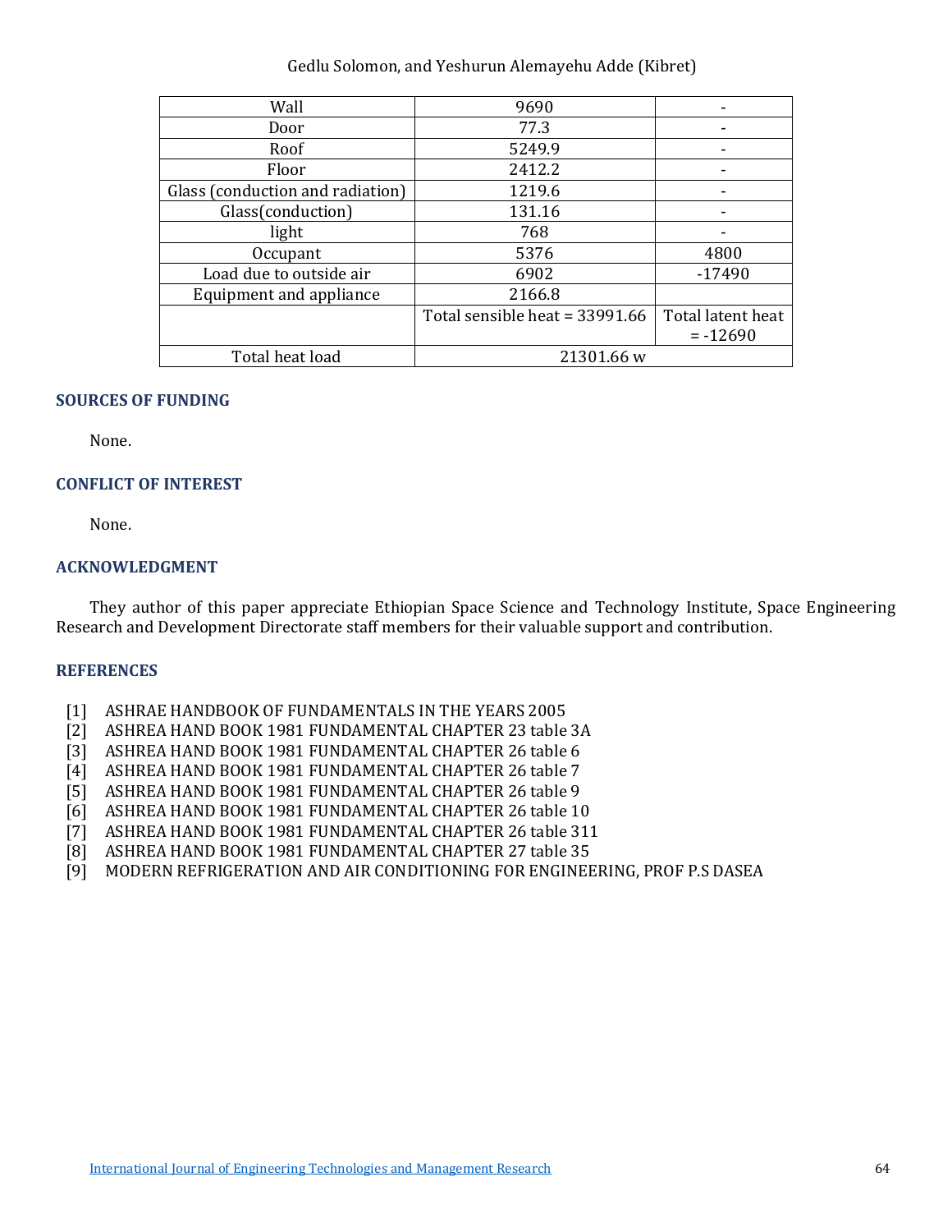| | | |
|---|---|---|
| Wall | 9690 | - |
| Door | 77.3 | - |
| Roof | 5249.9 | - |
| Floor | 2412.2 | - |
| Glass (conduction and radiation) | 1219.6 | - |
| Glass(conduction) | 131.16 | - |
| light | 768 | - |
| Occupant | 5376 | 4800 |
| Load due to outside air | 6902 | -17490 |
| Equipment and appliance | 2166.8 | |
| | Total sensible heat = 33991.66 | Total latent heat = -12690 |
| Total heat load | 21301.66 w | |

## SOURCES OF FUNDING

None.

## CONFLICT OF INTEREST

None.

## ACKNOWLEDGMENT

They author of this paper appreciate Ethiopian Space Science and Technology Institute, Space Engineering Research and Development Directorate staff members for their valuable support and contribution.

## REFERENCES

[1] ASHRAE HANDBOOK OF FUNDAMENTALS IN THE YEARS 2005

[2] ASHREA HAND BOOK 1981 FUNDAMENTAL CHAPTER 23 table 3A

[3] ASHREA HAND BOOK 1981 FUNDAMENTAL CHAPTER 26 table 6

[4] ASHREA HAND BOOK 1981 FUNDAMENTAL CHAPTER 26 table 7

[5] ASHREA HAND BOOK 1981 FUNDAMENTAL CHAPTER 26 table 9

[6] ASHREA HAND BOOK 1981 FUNDAMENTAL CHAPTER 26 table 10

[7] ASHREA HAND BOOK 1981 FUNDAMENTAL CHAPTER 26 table 311

[8] ASHREA HAND BOOK 1981 FUNDAMENTAL CHAPTER 27 table 35

[9] MODERN REFRIGERATION AND AIR CONDITIONING FOR ENGINEERING, PROF P.S DASEA